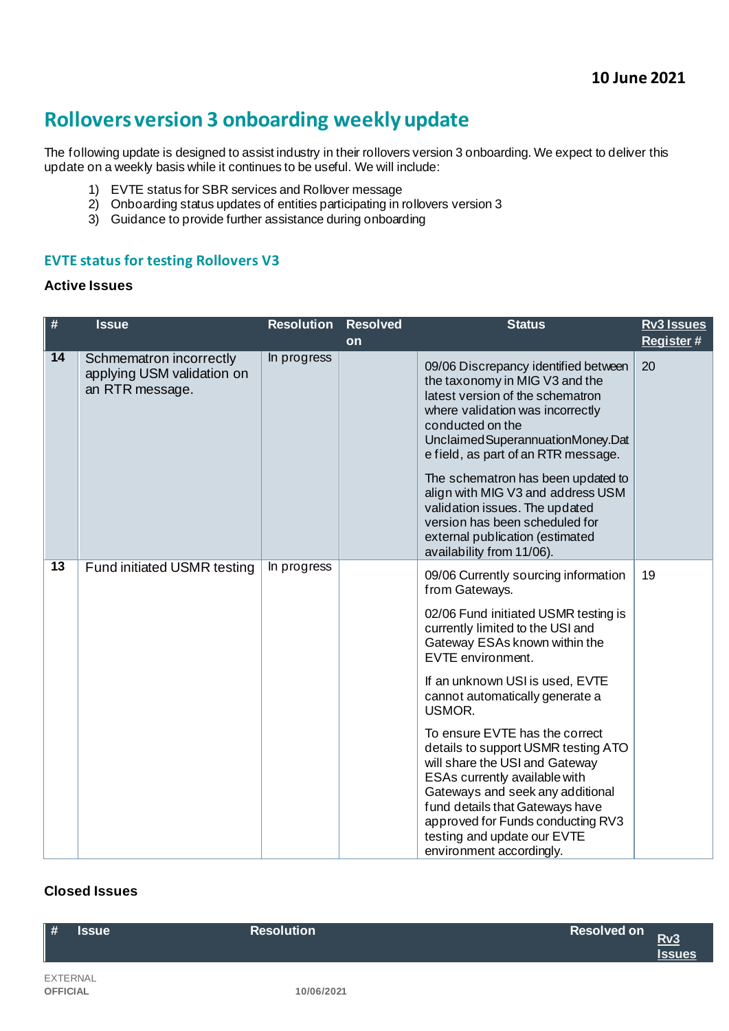10 June 2021

# Rollovers version 3 onboarding weekly update

The following update is designed to assist industry in their rollovers version 3 onboarding. We expect to deliver this update on a weekly basis while it continues to be useful. We will include:

1) EVTE status for SBR services and Rollover message
2) Onboarding status updates of entities participating in rollovers version 3
3) Guidance to provide further assistance during onboarding

## EVTE status for testing Rollovers V3

### Active Issues

| # | Issue | Resolution | Resolved on | Status | Rv3 Issues Register # |
|---|---|---|---|---|---|
| 14 | Schmematron incorrectly applying USM validation on an RTR message. | In progress | | 09/06 Discrepancy identified between the taxonomy in MIG V3 and the latest version of the schematron where validation was incorrectly conducted on the UnclaimedSuperannuationMoney.Date field, as part of an RTR message.<br><br>The schematron has been updated to align with MIG V3 and address USM validation issues. The updated version has been scheduled for external publication (estimated availability from 11/06). | 20 |
| 13 | Fund initiated USMR testing | In progress | | 09/06 Currently sourcing information from Gateways.<br><br>02/06 Fund initiated USMR testing is currently limited to the USI and Gateway ESAs known within the EVTE environment.<br><br>If an unknown USI is used, EVTE cannot automatically generate a USMOR.<br><br>To ensure EVTE has the correct details to support USMR testing ATO will share the USI and Gateway ESAs currently available with Gateways and seek any additional fund details that Gateways have approved for Funds conducting RV3 testing and update our EVTE environment accordingly. | 19 |

### Closed Issues

| # | Issue | Resolution | Resolved on | Rv3 Issues |
|---|---|---|---|---|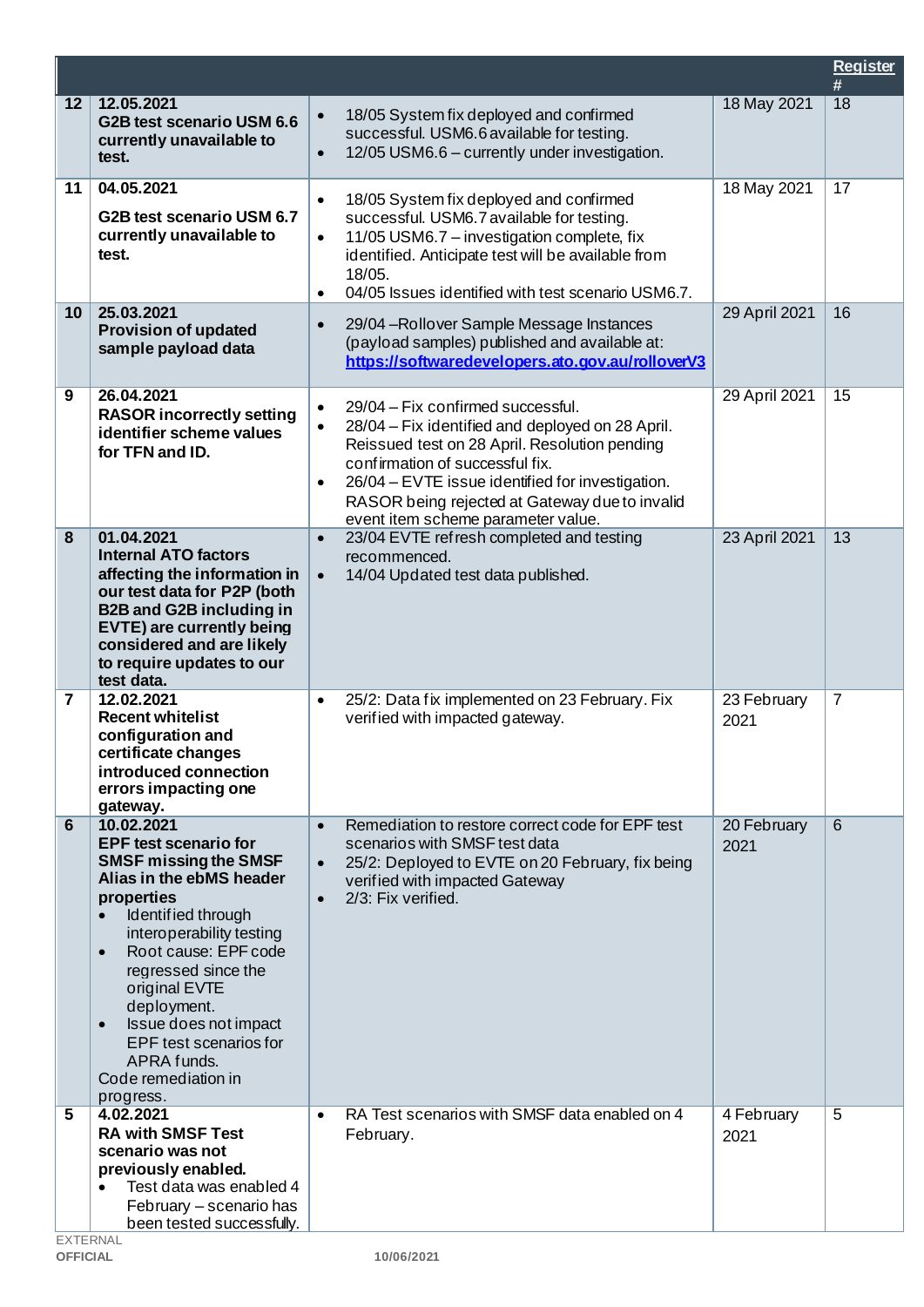| | | | | Register # |
|---|---|---|---|---|
| 12 | **12.05.2021**<br>**G2B test scenario USM 6.6 currently unavailable to test.** | • 18/05 System fix deployed and confirmed successful. USM6.6 available for testing.<br>• 12/05 USM6.6 – currently under investigation. | 18 May 2021 | 18 |
| 11 | **04.05.2021**<br>**G2B test scenario USM 6.7 currently unavailable to test.** | • 18/05 System fix deployed and confirmed successful. USM6.7 available for testing.<br>• 11/05 USM6.7 – investigation complete, fix identified. Anticipate test will be available from 18/05.<br>• 04/05 Issues identified with test scenario USM6.7. | 18 May 2021 | 17 |
| 10 | **25.03.2021**<br>**Provision of updated sample payload data** | • 29/04 –Rollover Sample Message Instances (payload samples) published and available at: [https://softwaredevelopers.ato.gov.au/rolloverV3](https://softwaredevelopers.ato.gov.au/rolloverV3) | 29 April 2021 | 16 |
| 9 | **26.04.2021**<br>**RASOR incorrectly setting identifier scheme values for TFN and ID.** | • 29/04 – Fix confirmed successful.<br>• 28/04 – Fix identified and deployed on 28 April. Reissued test on 28 April. Resolution pending confirmation of successful fix.<br>• 26/04 – EVTE issue identified for investigation. RASOR being rejected at Gateway due to invalid event item scheme parameter value. | 29 April 2021 | 15 |
| 8 | **01.04.2021**<br>**Internal ATO factors affecting the information in our test data for P2P (both B2B and G2B including in EVTE) are currently being considered and are likely to require updates to our test data.** | • 23/04 EVTE refresh completed and testing recommenced.<br>• 14/04 Updated test data published. | 23 April 2021 | 13 |
| 7 | **12.02.2021**<br>**Recent whitelist configuration and certificate changes introduced connection errors impacting one gateway.** | • 25/2: Data fix implemented on 23 February. Fix verified with impacted gateway. | 23 February 2021 | 7 |
| 6 | **10.02.2021**<br>**EPF test scenario for SMSF missing the SMSF Alias in the ebMS header properties**<br>• Identified through interoperability testing<br>• Root cause: EPF code regressed since the original EVTE deployment.<br>• Issue does not impact EPF test scenarios for APRA funds.<br>Code remediation in progress. | • Remediation to restore correct code for EPF test scenarios with SMSF test data<br>• 25/2: Deployed to EVTE on 20 February, fix being verified with impacted Gateway<br>• 2/3: Fix verified. | 20 February 2021 | 6 |
| 5 | **4.02.2021**<br>**RA with SMSF Test scenario was not previously enabled.**<br>• Test data was enabled 4 February – scenario has been tested successfully. | • RA Test scenarios with SMSF data enabled on 4 February. | 4 February 2021 | 5 |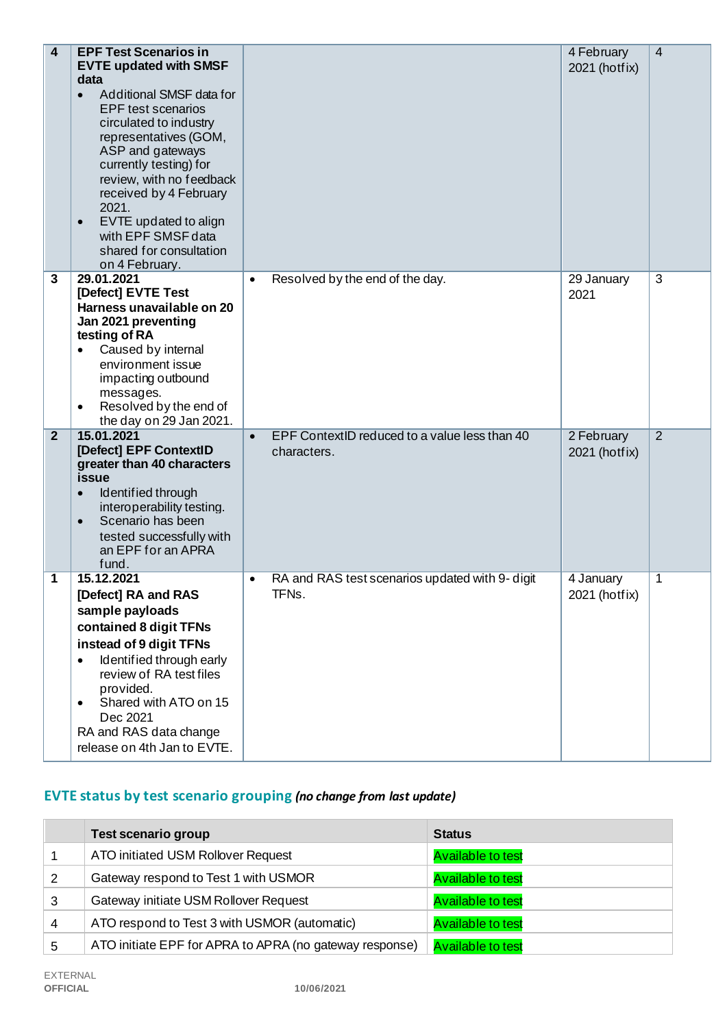| 4 | **EPF Test Scenarios in EVTE updated with SMSF data**<br>• Additional SMSF data for EPF test scenarios circulated to industry representatives (GOM, ASP and gateways currently testing) for review, with no feedback received by 4 February 2021.<br>• EVTE updated to align with EPF SMSF data shared for consultation on 4 February. | | 4 February 2021 (hotfix) | 4 |
|---|---|---|---|---|
| 3 | **29.01.2021**<br>**[Defect] EVTE Test Harness unavailable on 20 Jan 2021 preventing testing of RA**<br>• Caused by internal environment issue impacting outbound messages.<br>• Resolved by the end of the day on 29 Jan 2021. | • Resolved by the end of the day. | 29 January 2021 | 3 |
| 2 | **15.01.2021**<br>**[Defect] EPF ContextID greater than 40 characters issue**<br>• Identified through interoperability testing.<br>• Scenario has been tested successfully with an EPF for an APRA fund. | • EPF ContextID reduced to a value less than 40 characters. | 2 February 2021 (hotfix) | 2 |
| 1 | **15.12.2021**<br>**[Defect] RA and RAS sample payloads contained 8 digit TFNs instead of 9 digit TFNs**<br>• Identified through early review of RA test files provided.<br>• Shared with ATO on 15 Dec 2021<br>RA and RAS data change release on 4th Jan to EVTE. | • RA and RAS test scenarios updated with 9-digit TFNs. | 4 January 2021 (hotfix) | 1 |

## EVTE status by test scenario grouping *(no change from last update)*

| | Test scenario group | Status |
|---|---|---|
| 1 | ATO initiated USM Rollover Request | Available to test |
| 2 | Gateway respond to Test 1 with USMOR | Available to test |
| 3 | Gateway initiate USM Rollover Request | Available to test |
| 4 | ATO respond to Test 3 with USMOR (automatic) | Available to test |
| 5 | ATO initiate EPF for APRA to APRA (no gateway response) | Available to test |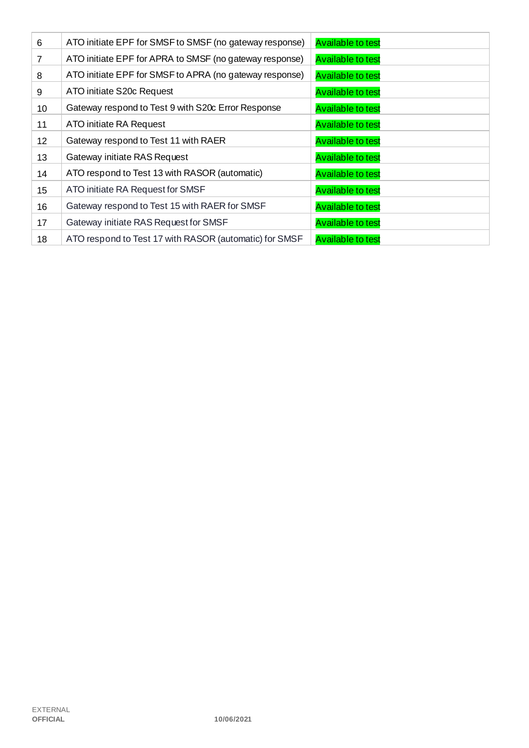| | | |
|---|---|---|
| 6 | ATO initiate EPF for SMSF to SMSF (no gateway response) | Available to test |
| 7 | ATO initiate EPF for APRA to SMSF (no gateway response) | Available to test |
| 8 | ATO initiate EPF for SMSF to APRA (no gateway response) | Available to test |
| 9 | ATO initiate S20c Request | Available to test |
| 10 | Gateway respond to Test 9 with S20c Error Response | Available to test |
| 11 | ATO initiate RA Request | Available to test |
| 12 | Gateway respond to Test 11 with RAER | Available to test |
| 13 | Gateway initiate RAS Request | Available to test |
| 14 | ATO respond to Test 13 with RASOR (automatic) | Available to test |
| 15 | ATO initiate RA Request for SMSF | Available to test |
| 16 | Gateway respond to Test 15 with RAER for SMSF | Available to test |
| 17 | Gateway initiate RAS Request for SMSF | Available to test |
| 18 | ATO respond to Test 17 with RASOR (automatic) for SMSF | Available to test |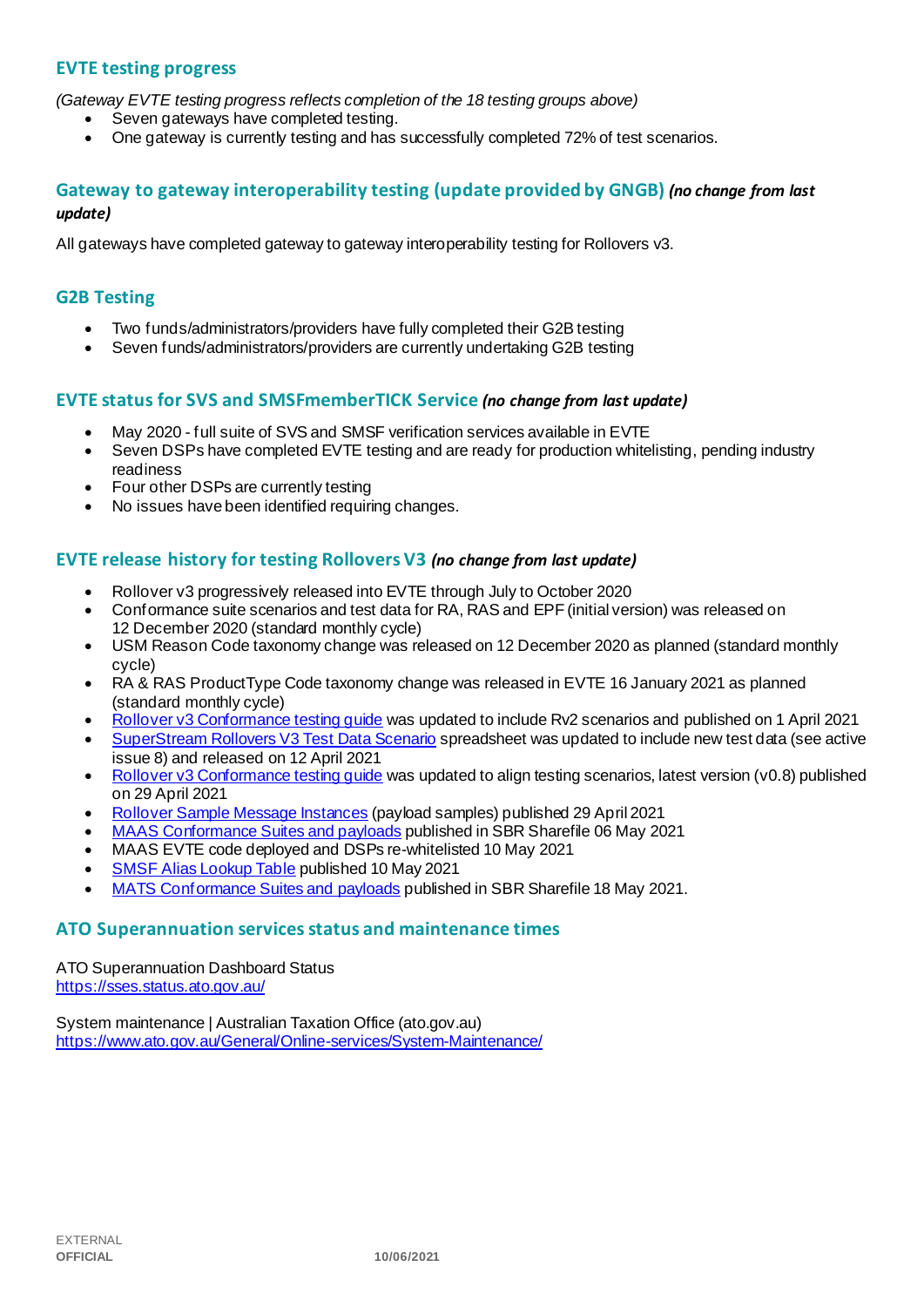### EVTE testing progress

*(Gateway EVTE testing progress reflects completion of the 18 testing groups above)*

- Seven gateways have completed testing.
- One gateway is currently testing and has successfully completed 72% of test scenarios.

### Gateway to gateway interoperability testing (update provided by GNGB) *(no change from last update)*

All gateways have completed gateway to gateway interoperability testing for Rollovers v3.

### G2B Testing

- Two funds/administrators/providers have fully completed their G2B testing
- Seven funds/administrators/providers are currently undertaking G2B testing

### EVTE status for SVS and SMSFmemberTICK Service *(no change from last update)*

- May 2020 - full suite of SVS and SMSF verification services available in EVTE
- Seven DSPs have completed EVTE testing and are ready for production whitelisting, pending industry readiness
- Four other DSPs are currently testing
- No issues have been identified requiring changes.

### EVTE release history for testing Rollovers V3 *(no change from last update)*

- Rollover v3 progressively released into EVTE through July to October 2020
- Conformance suite scenarios and test data for RA, RAS and EPF (initial version) was released on 12 December 2020 (standard monthly cycle)
- USM Reason Code taxonomy change was released on 12 December 2020 as planned (standard monthly cycle)
- RA & RAS ProductType Code taxonomy change was released in EVTE 16 January 2021 as planned (standard monthly cycle)
- Rollover v3 Conformance testing guide was updated to include Rv2 scenarios and published on 1 April 2021
- SuperStream Rollovers V3 Test Data Scenario spreadsheet was updated to include new test data (see active issue 8) and released on 12 April 2021
- Rollover v3 Conformance testing guide was updated to align testing scenarios, latest version (v0.8) published on 29 April 2021
- Rollover Sample Message Instances (payload samples) published 29 April 2021
- MAAS Conformance Suites and payloads published in SBR Sharefile 06 May 2021
- MAAS EVTE code deployed and DSPs re-whitelisted 10 May 2021
- SMSF Alias Lookup Table published 10 May 2021
- MATS Conformance Suites and payloads published in SBR Sharefile 18 May 2021.

### ATO Superannuation services status and maintenance times

ATO Superannuation Dashboard Status
https://sses.status.ato.gov.au/

System maintenance | Australian Taxation Office (ato.gov.au)
https://www.ato.gov.au/General/Online-services/System-Maintenance/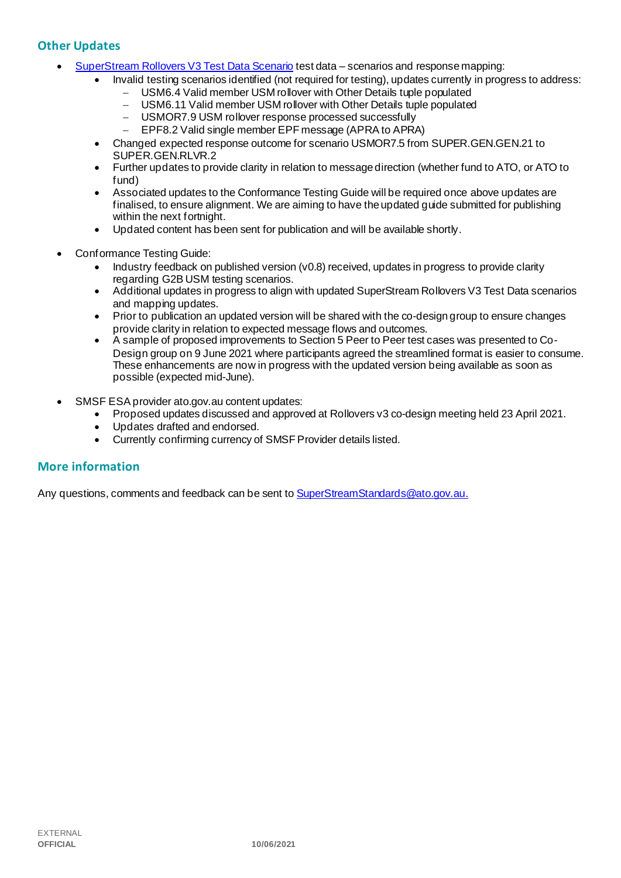## Other Updates

- SuperStream Rollovers V3 Test Data Scenario test data – scenarios and response mapping:
  - Invalid testing scenarios identified (not required for testing), updates currently in progress to address:
    - USM6.4 Valid member USM rollover with Other Details tuple populated
    - USM6.11 Valid member USM rollover with Other Details tuple populated
    - USMOR7.9 USM rollover response processed successfully
    - EPF8.2 Valid single member EPF message (APRA to APRA)
  - Changed expected response outcome for scenario USMOR7.5 from SUPER.GEN.GEN.21 to SUPER.GEN.RLVR.2
  - Further updates to provide clarity in relation to message direction (whether fund to ATO, or ATO to fund)
  - Associated updates to the Conformance Testing Guide will be required once above updates are finalised, to ensure alignment. We are aiming to have the updated guide submitted for publishing within the next fortnight.
  - Updated content has been sent for publication and will be available shortly.

- Conformance Testing Guide:
  - Industry feedback on published version (v0.8) received, updates in progress to provide clarity regarding G2B USM testing scenarios.
  - Additional updates in progress to align with updated SuperStream Rollovers V3 Test Data scenarios and mapping updates.
  - Prior to publication an updated version will be shared with the co-design group to ensure changes provide clarity in relation to expected message flows and outcomes.
  - A sample of proposed improvements to Section 5 Peer to Peer test cases was presented to Co-Design group on 9 June 2021 where participants agreed the streamlined format is easier to consume. These enhancements are now in progress with the updated version being available as soon as possible (expected mid-June).

- SMSF ESA provider ato.gov.au content updates:
  - Proposed updates discussed and approved at Rollovers v3 co-design meeting held 23 April 2021.
  - Updates drafted and endorsed.
  - Currently confirming currency of SMSF Provider details listed.

## More information

Any questions, comments and feedback can be sent to SuperStreamStandards@ato.gov.au.